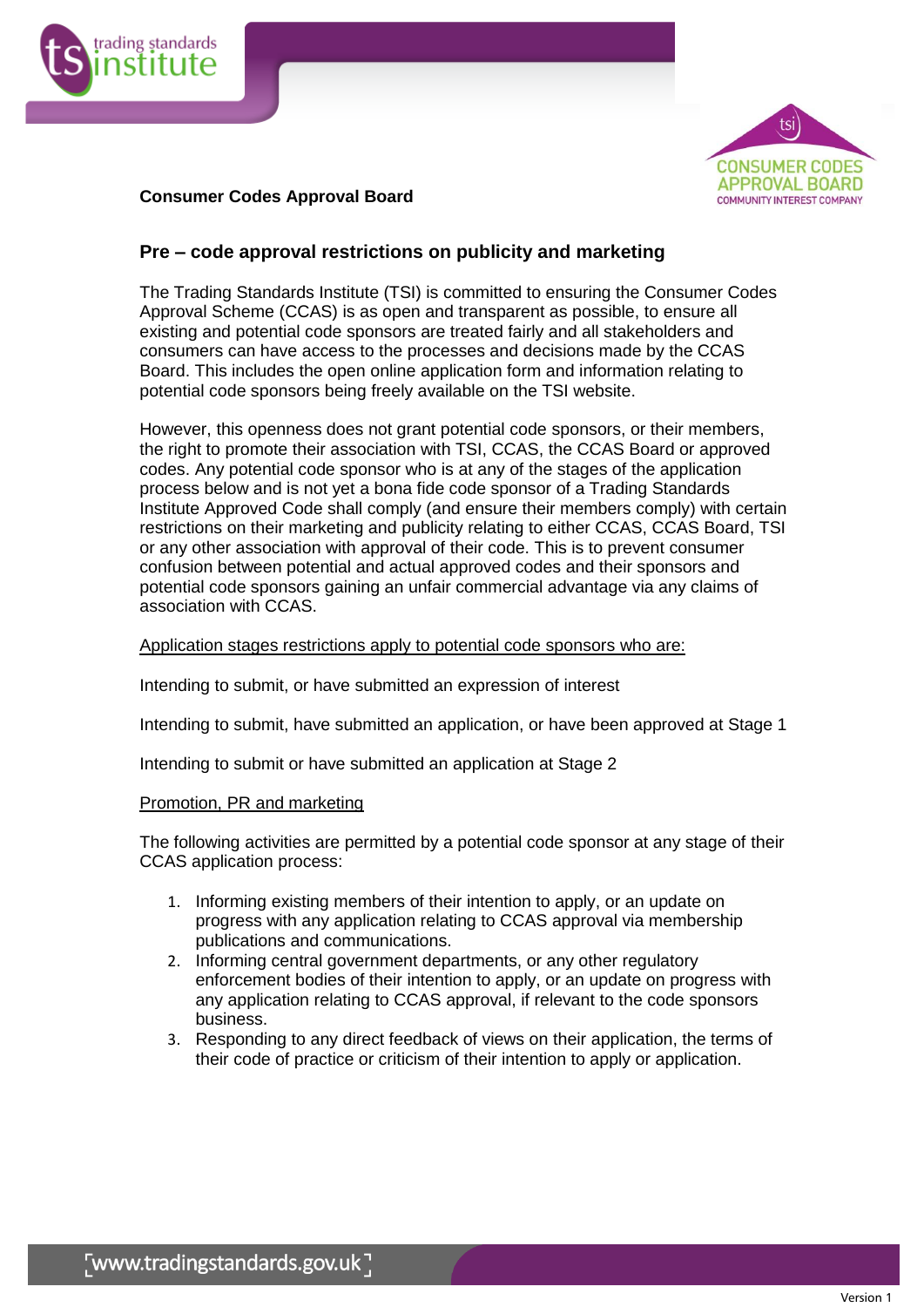**Consumer Codes Approval Board**

## Pre – code approval restrictions on publicity and marketing

The Trading Standards Institute (TSI) is committed to ensuring the Consumer Codes Approval Scheme (CCAS) is as open and transparent as possible, to ensure all existing and potential code sponsors are treated fairly and all stakeholders and consumers can have access to the processes and decisions made by the CCAS Board. This includes the open online application form and information relating to potential code sponsors being freely available on the TSI website.

However, this openness does not grant potential code sponsors, or their members, the right to promote their association with TSI, CCAS, the CCAS Board or approved codes. Any potential code sponsor who is at any of the stages of the application process below and is not yet a bona fide code sponsor of a Trading Standards Institute Approved Code shall comply (and ensure their members comply) with certain restrictions on their marketing and publicity relating to either CCAS, CCAS Board, TSI or any other association with approval of their code. This is to prevent consumer confusion between potential and actual approved codes and their sponsors and potential code sponsors gaining an unfair commercial advantage via any claims of association with CCAS.

Application stages restrictions apply to potential code sponsors who are:

Intending to submit, or have submitted an expression of interest

Intending to submit, have submitted an application, or have been approved at Stage 1

Intending to submit or have submitted an application at Stage 2

Promotion, PR and marketing

The following activities are permitted by a potential code sponsor at any stage of their CCAS application process:

1. Informing existing members of their intention to apply, or an update on progress with any application relating to CCAS approval via membership publications and communications.
2. Informing central government departments, or any other regulatory enforcement bodies of their intention to apply, or an update on progress with any application relating to CCAS approval, if relevant to the code sponsors business.
3. Responding to any direct feedback of views on their application, the terms of their code of practice or criticism of their intention to apply or application.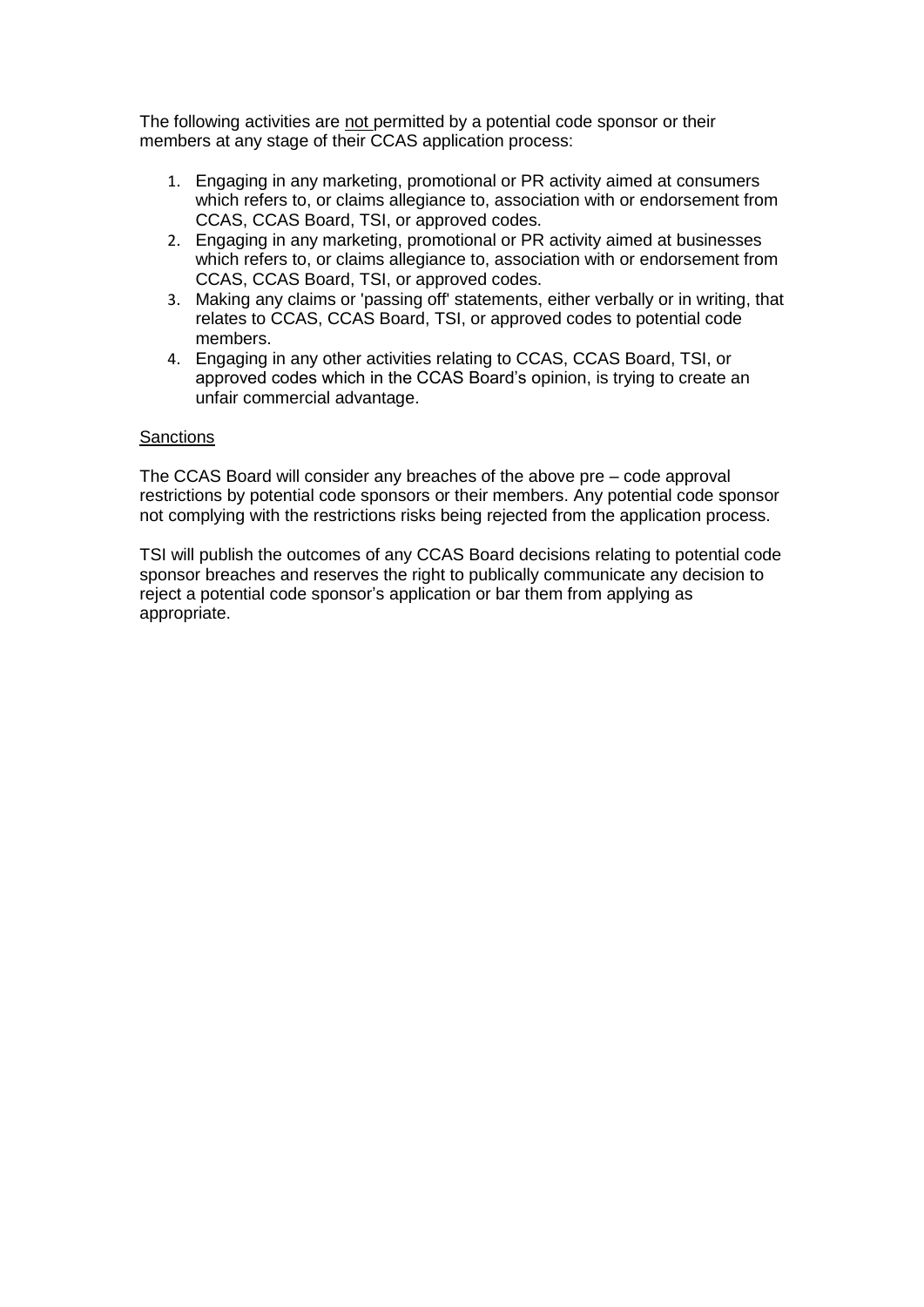The following activities are not permitted by a potential code sponsor or their members at any stage of their CCAS application process:

1. Engaging in any marketing, promotional or PR activity aimed at consumers which refers to, or claims allegiance to, association with or endorsement from CCAS, CCAS Board, TSI, or approved codes.
2. Engaging in any marketing, promotional or PR activity aimed at businesses which refers to, or claims allegiance to, association with or endorsement from CCAS, CCAS Board, TSI, or approved codes.
3. Making any claims or 'passing off' statements, either verbally or in writing, that relates to CCAS, CCAS Board, TSI, or approved codes to potential code members.
4. Engaging in any other activities relating to CCAS, CCAS Board, TSI, or approved codes which in the CCAS Board's opinion, is trying to create an unfair commercial advantage.

Sanctions

The CCAS Board will consider any breaches of the above pre – code approval restrictions by potential code sponsors or their members. Any potential code sponsor not complying with the restrictions risks being rejected from the application process.

TSI will publish the outcomes of any CCAS Board decisions relating to potential code sponsor breaches and reserves the right to publically communicate any decision to reject a potential code sponsor's application or bar them from applying as appropriate.